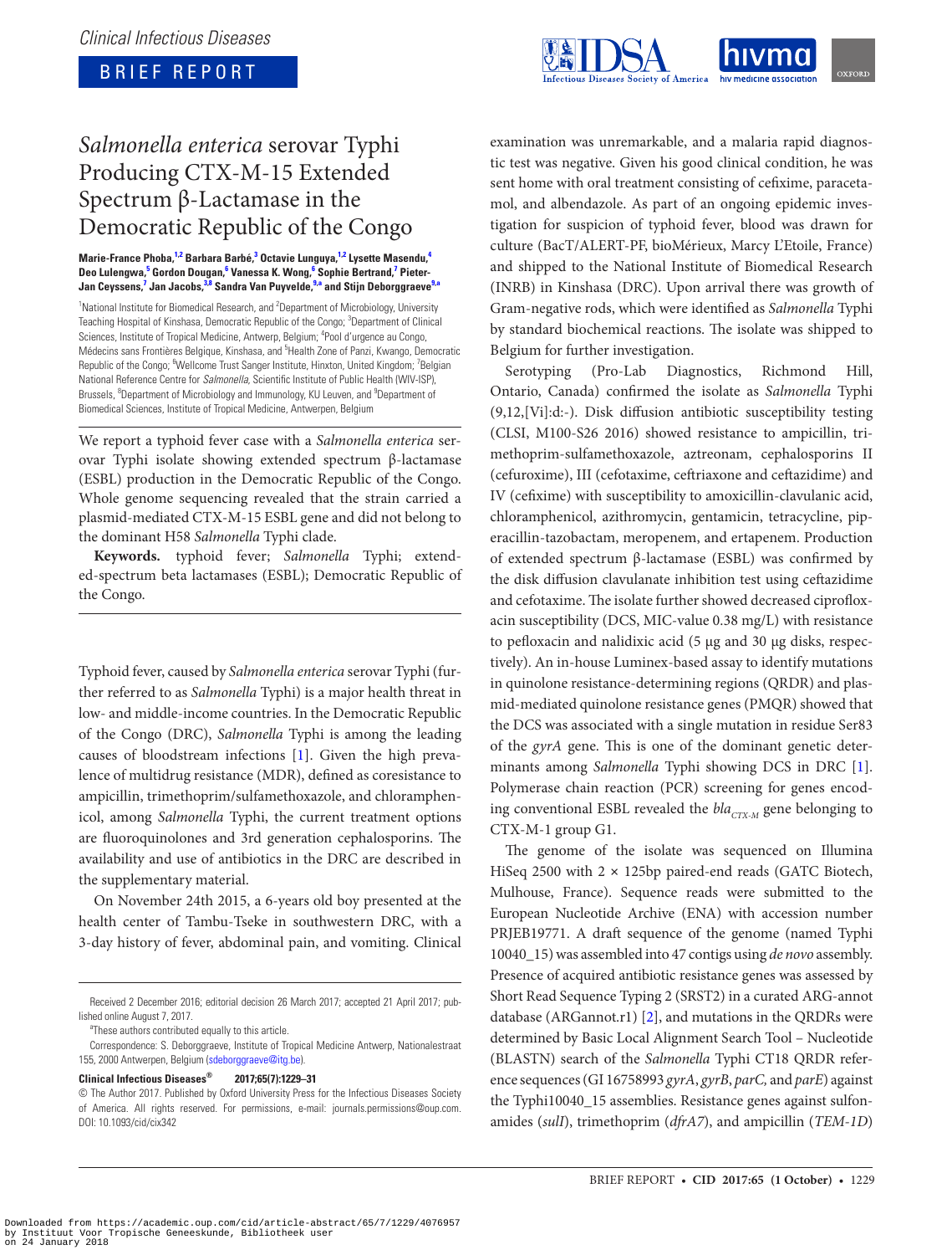# *Salmonella enterica* serovar Typhi Producing CTX-M-15 Extended Spectrum β-Lactamase in the Democratic Republic of the Congo

**Marie-France Phoba,[1,2] Barbara Barbé,[3] Octavie Lunguya,[1,2] Lysette Masendu,[4] Deo Lulengwa,[5] Gordon Dougan,[6] Vanessa K. Wong,[6] Sophie Bertrand,[7] Pieter-Jan Ceyssens,[7] Jan Jacobs,[3,8] Sandra Van Puyvelde,[9,a] and Stijn Deborggraeve[9,a]**

[1]National Institute for Biomedical Research, and [2]Department of Microbiology, University Teaching Hospital of Kinshasa, Democratic Republic of the Congo; [3]Department of Clinical Sciences, Institute of Tropical Medicine, Antwerp, Belgium; [4]Pool d'urgence au Congo, Médecins sans Frontières Belgique, Kinshasa, and [5]Health Zone of Panzi, Kwango, Democratic Republic of the Congo; [6]Wellcome Trust Sanger Institute, Hinxton, United Kingdom; [7]Belgian National Reference Centre for *Salmonella*, Scientific Institute of Public Health (WIV-ISP), Brussels, [8]Department of Microbiology and Immunology, KU Leuven, and [9]Department of Biomedical Sciences, Institute of Tropical Medicine, Antwerp, Belgium

We report a typhoid fever case with a *Salmonella enterica* serovar Typhi isolate showing extended spectrum β-lactamase (ESBL) production in the Democratic Republic of the Congo. Whole genome sequencing revealed that the strain carried a plasmid-mediated CTX-M-15 ESBL gene and did not belong to the dominant H58 *Salmonella* Typhi clade.

**Keywords.** typhoid fever; *Salmonella* Typhi; extended-spectrum beta lactamases (ESBL); Democratic Republic of the Congo.

Typhoid fever, caused by *Salmonella enterica* serovar Typhi (further referred to as *Salmonella* Typhi) is a major health threat in low- and middle-income countries. In the Democratic Republic of the Congo (DRC), *Salmonella* Typhi is among the leading causes of bloodstream infections [1]. Given the high prevalence of multidrug resistance (MDR), defined as coresistance to ampicillin, trimethoprim/sulfamethoxazole, and chloramphenicol, among *Salmonella* Typhi, the current treatment options are fluoroquinolones and 3rd generation cephalosporins. The availability and use of antibiotics in the DRC are described in the supplementary material.

On November 24th 2015, a 6-years old boy presented at the health center of Tambu-Tseke in southwestern DRC, with a 3-day history of fever, abdominal pain, and vomiting. Clinical examination was unremarkable, and a malaria rapid diagnostic test was negative. Given his good clinical condition, he was sent home with oral treatment consisting of cefixime, paracetamol, and albendazole. As part of an ongoing epidemic investigation for suspicion of typhoid fever, blood was drawn for culture (BacT/ALERT-PF, bioMérieux, Marcy L'Etoile, France) and shipped to the National Institute of Biomedical Research (INRB) in Kinshasa (DRC). Upon arrival there was growth of Gram-negative rods, which were identified as *Salmonella* Typhi by standard biochemical reactions. The isolate was shipped to Belgium for further investigation.

Serotyping (Pro-Lab Diagnostics, Richmond Hill, Ontario, Canada) confirmed the isolate as *Salmonella* Typhi (9,12,[Vi]:d:-). Disk diffusion antibiotic susceptibility testing (CLSI, M100-S26 2016) showed resistance to ampicillin, trimethoprim-sulfamethoxazole, aztreonam, cephalosporins II (cefuroxime), III (cefotaxime, ceftriaxone and ceftazidime) and IV (cefixime) with susceptibility to amoxicillin-clavulanic acid, chloramphenicol, azithromycin, gentamicin, tetracycline, piperacillin-tazobactam, meropenem, and ertapenem. Production of extended spectrum β-lactamase (ESBL) was confirmed by the disk diffusion clavulanate inhibition test using ceftazidime and cefotaxime. The isolate further showed decreased ciprofloxacin susceptibility (DCS, MIC-value 0.38 mg/L) with resistance to pefloxacin and nalidixic acid (5 µg and 30 µg disks, respectively). An in-house Luminex-based assay to identify mutations in quinolone resistance-determining regions (QRDR) and plasmid-mediated quinolone resistance genes (PMQR) showed that the DCS was associated with a single mutation in residue Ser83 of the *gyrA* gene. This is one of the dominant genetic determinants among *Salmonella* Typhi showing DCS in DRC [1]. Polymerase chain reaction (PCR) screening for genes encoding conventional ESBL revealed the $bla_{CTX\text{-}M}$ gene belonging to CTX-M-1 group G1.

The genome of the isolate was sequenced on Illumina HiSeq 2500 with 2 × 125bp paired-end reads (GATC Biotech, Mulhouse, France). Sequence reads were submitted to the European Nucleotide Archive (ENA) with accession number PRJEB19771. A draft sequence of the genome (named Typhi 10040_15) was assembled into 47 contigs using *de novo* assembly. Presence of acquired antibiotic resistance genes was assessed by Short Read Sequence Typing 2 (SRST2) in a curated ARG-annot database (ARGannot.r1) [2], and mutations in the QRDRs were determined by Basic Local Alignment Search Tool – Nucleotide (BLASTN) search of the *Salmonella* Typhi CT18 QRDR reference sequences (GI 16758993 *gyrA*, *gyrB*, *parC,* and *parE*) against the Typhi10040_15 assemblies. Resistance genes against sulfonamides (*sulI*), trimethoprim (*dfrA7*), and ampicillin (*TEM-1D*)

Received 2 December 2016; editorial decision 26 March 2017; accepted 21 April 2017; published online August 7, 2017.

[a]These authors contributed equally to this article.

Correspondence: S. Deborggraeve, Institute of Tropical Medicine Antwerp, Nationalestraat 155, 2000 Antwerpen, Belgium (sdeborggraeve@itg.be).

**Clinical Infectious Diseases®** **2017;65(7):1229–31**

© The Author 2017. Published by Oxford University Press for the Infectious Diseases Society of America. All rights reserved. For permissions, e-mail: journals.permissions@oup.com. DOI: 10.1093/cid/cix342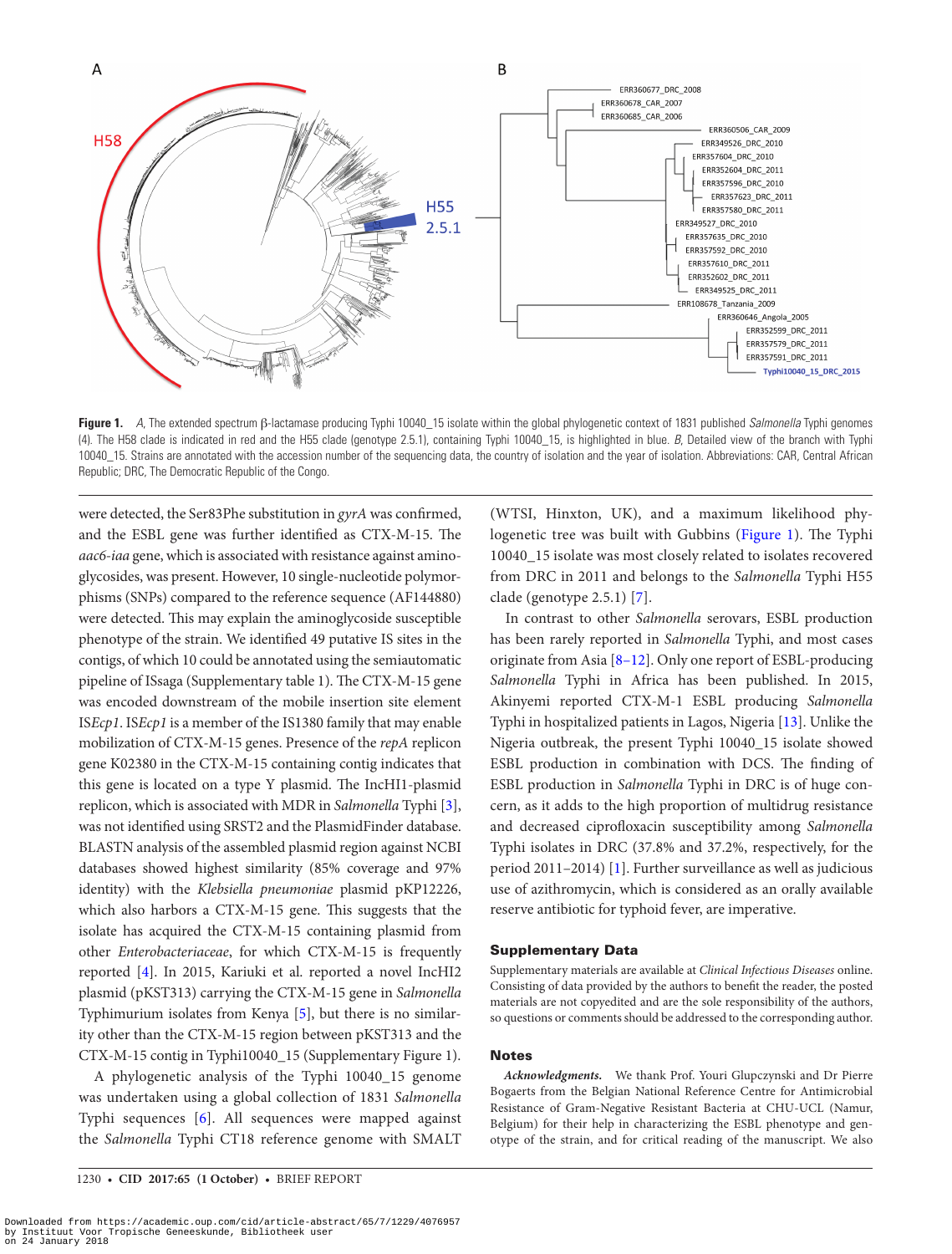**Figure 1.** *A*, The extended spectrum β-lactamase producing Typhi 10040_15 isolate within the global phylogenetic context of 1831 published *Salmonella* Typhi genomes (4). The H58 clade is indicated in red and the H55 clade (genotype 2.5.1), containing Typhi 10040_15, is highlighted in blue. *B*, Detailed view of the branch with Typhi 10040_15. Strains are annotated with the accession number of the sequencing data, the country of isolation and the year of isolation. Abbreviations: CAR, Central African Republic; DRC, The Democratic Republic of the Congo.

were detected, the Ser83Phe substitution in *gyrA* was confirmed, and the ESBL gene was further identified as CTX-M-15. The *aac6-iaa* gene, which is associated with resistance against aminoglycosides, was present. However, 10 single-nucleotide polymorphisms (SNPs) compared to the reference sequence (AF144880) were detected. This may explain the aminoglycoside susceptible phenotype of the strain. We identified 49 putative IS sites in the contigs, of which 10 could be annotated using the semiautomatic pipeline of ISsaga (Supplementary table 1). The CTX-M-15 gene was encoded downstream of the mobile insertion site element IS*Ecp1*. IS*Ecp1* is a member of the IS1380 family that may enable mobilization of CTX-M-15 genes. Presence of the *repA* replicon gene K02380 in the CTX-M-15 containing contig indicates that this gene is located on a type Y plasmid. The IncHI1-plasmid replicon, which is associated with MDR in *Salmonella* Typhi [3], was not identified using SRST2 and the PlasmidFinder database. BLASTN analysis of the assembled plasmid region against NCBI databases showed highest similarity (85% coverage and 97% identity) with the *Klebsiella pneumoniae* plasmid pKP12226, which also harbors a CTX-M-15 gene. This suggests that the isolate has acquired the CTX-M-15 containing plasmid from other *Enterobacteriaceae*, for which CTX-M-15 is frequently reported [4]. In 2015, Kariuki et al. reported a novel IncHI2 plasmid (pKST313) carrying the CTX-M-15 gene in *Salmonella* Typhimurium isolates from Kenya [5], but there is no similarity other than the CTX-M-15 region between pKST313 and the CTX-M-15 contig in Typhi10040_15 (Supplementary Figure 1).

A phylogenetic analysis of the Typhi 10040_15 genome was undertaken using a global collection of 1831 *Salmonella* Typhi sequences [6]. All sequences were mapped against the *Salmonella* Typhi CT18 reference genome with SMALT (WTSI, Hinxton, UK), and a maximum likelihood phylogenetic tree was built with Gubbins (Figure 1). The Typhi 10040_15 isolate was most closely related to isolates recovered from DRC in 2011 and belongs to the *Salmonella* Typhi H55 clade (genotype 2.5.1) [7].

In contrast to other *Salmonella* serovars, ESBL production has been rarely reported in *Salmonella* Typhi, and most cases originate from Asia [8–12]. Only one report of ESBL-producing *Salmonella* Typhi in Africa has been published. In 2015, Akinyemi reported CTX-M-1 ESBL producing *Salmonella* Typhi in hospitalized patients in Lagos, Nigeria [13]. Unlike the Nigeria outbreak, the present Typhi 10040_15 isolate showed ESBL production in combination with DCS. The finding of ESBL production in *Salmonella* Typhi in DRC is of huge concern, as it adds to the high proportion of multidrug resistance and decreased ciprofloxacin susceptibility among *Salmonella* Typhi isolates in DRC (37.8% and 37.2%, respectively, for the period 2011–2014) [1]. Further surveillance as well as judicious use of azithromycin, which is considered as an orally available reserve antibiotic for typhoid fever, are imperative.

## Supplementary Data

Supplementary materials are available at *Clinical Infectious Diseases* online. Consisting of data provided by the authors to benefit the reader, the posted materials are not copyedited and are the sole responsibility of the authors, so questions or comments should be addressed to the corresponding author.

## Notes

***Acknowledgments.*** We thank Prof. Youri Glupczynski and Dr Pierre Bogaerts from the Belgian National Reference Centre for Antimicrobial Resistance of Gram-Negative Resistant Bacteria at CHU-UCL (Namur, Belgium) for their help in characterizing the ESBL phenotype and genotype of the strain, and for critical reading of the manuscript. We also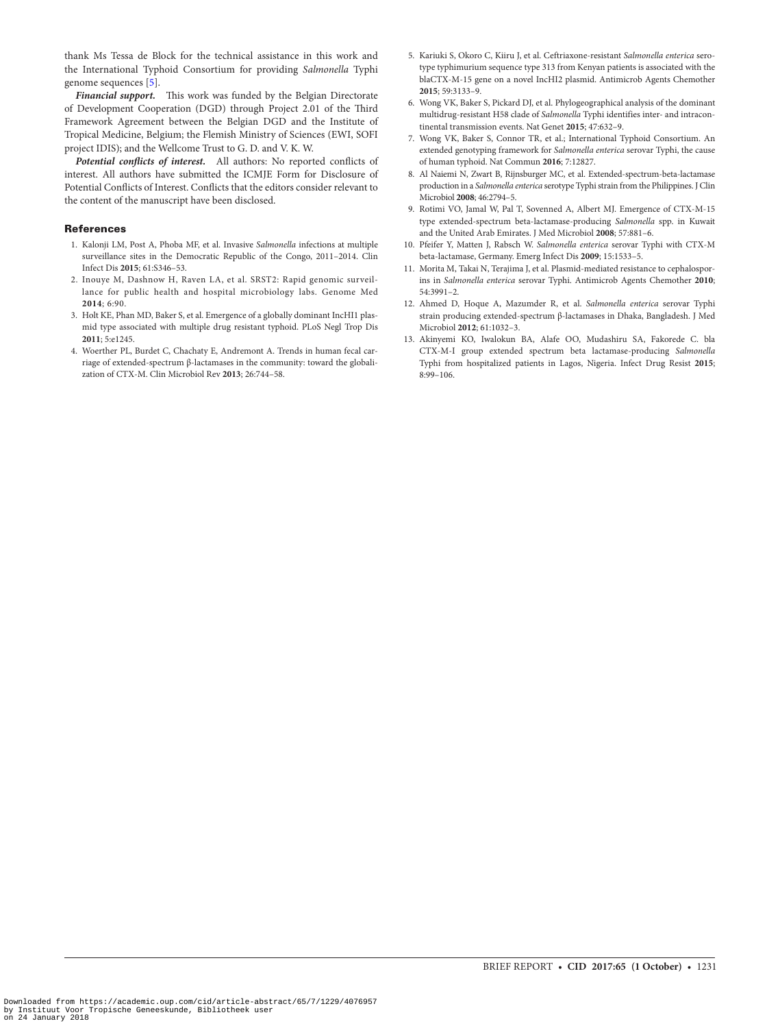thank Ms Tessa de Block for the technical assistance in this work and the International Typhoid Consortium for providing *Salmonella* Typhi genome sequences [5].

***Financial support.*** This work was funded by the Belgian Directorate of Development Cooperation (DGD) through Project 2.01 of the Third Framework Agreement between the Belgian DGD and the Institute of Tropical Medicine, Belgium; the Flemish Ministry of Sciences (EWI, SOFI project IDIS); and the Wellcome Trust to G. D. and V. K. W.

***Potential conflicts of interest.*** All authors: No reported conflicts of interest. All authors have submitted the ICMJE Form for Disclosure of Potential Conflicts of Interest. Conflicts that the editors consider relevant to the content of the manuscript have been disclosed.

## References

1. Kalonji LM, Post A, Phoba MF, et al. Invasive *Salmonella* infections at multiple surveillance sites in the Democratic Republic of the Congo, 2011–2014. Clin Infect Dis **2015**; 61:S346–53.
2. Inouye M, Dashnow H, Raven LA, et al. SRST2: Rapid genomic surveillance for public health and hospital microbiology labs. Genome Med **2014**; 6:90.
3. Holt KE, Phan MD, Baker S, et al. Emergence of a globally dominant IncHI1 plasmid type associated with multiple drug resistant typhoid. PLoS Negl Trop Dis **2011**; 5:e1245.
4. Woerther PL, Burdet C, Chachaty E, Andremont A. Trends in human fecal carriage of extended-spectrum β-lactamases in the community: toward the globalization of CTX-M. Clin Microbiol Rev **2013**; 26:744–58.
5. Kariuki S, Okoro C, Kiiru J, et al. Ceftriaxone-resistant *Salmonella enterica* serotype typhimurium sequence type 313 from Kenyan patients is associated with the blaCTX-M-15 gene on a novel IncHI2 plasmid. Antimicrob Agents Chemother **2015**; 59:3133–9.
6. Wong VK, Baker S, Pickard DJ, et al. Phylogeographical analysis of the dominant multidrug-resistant H58 clade of *Salmonella* Typhi identifies inter- and intracontinental transmission events. Nat Genet **2015**; 47:632–9.
7. Wong VK, Baker S, Connor TR, et al.; International Typhoid Consortium. An extended genotyping framework for *Salmonella enterica* serovar Typhi, the cause of human typhoid. Nat Commun **2016**; 7:12827.
8. Al Naiemi N, Zwart B, Rijnsburger MC, et al. Extended-spectrum-beta-lactamase production in a *Salmonella enterica* serotype Typhi strain from the Philippines. J Clin Microbiol **2008**; 46:2794–5.
9. Rotimi VO, Jamal W, Pal T, Sovenned A, Albert MJ. Emergence of CTX-M-15 type extended-spectrum beta-lactamase-producing *Salmonella* spp. in Kuwait and the United Arab Emirates. J Med Microbiol **2008**; 57:881–6.
10. Pfeifer Y, Matten J, Rabsch W. *Salmonella enterica* serovar Typhi with CTX-M beta-lactamase, Germany. Emerg Infect Dis **2009**; 15:1533–5.
11. Morita M, Takai N, Terajima J, et al. Plasmid-mediated resistance to cephalosporins in *Salmonella enterica* serovar Typhi. Antimicrob Agents Chemother **2010**; 54:3991–2.
12. Ahmed D, Hoque A, Mazumder R, et al. *Salmonella enterica* serovar Typhi strain producing extended-spectrum β-lactamases in Dhaka, Bangladesh. J Med Microbiol **2012**; 61:1032–3.
13. Akinyemi KO, Iwalokun BA, Alafe OO, Mudashiru SA, Fakorede C. bla CTX-M-I group extended spectrum beta lactamase-producing *Salmonella* Typhi from hospitalized patients in Lagos, Nigeria. Infect Drug Resist **2015**; 8:99–106.